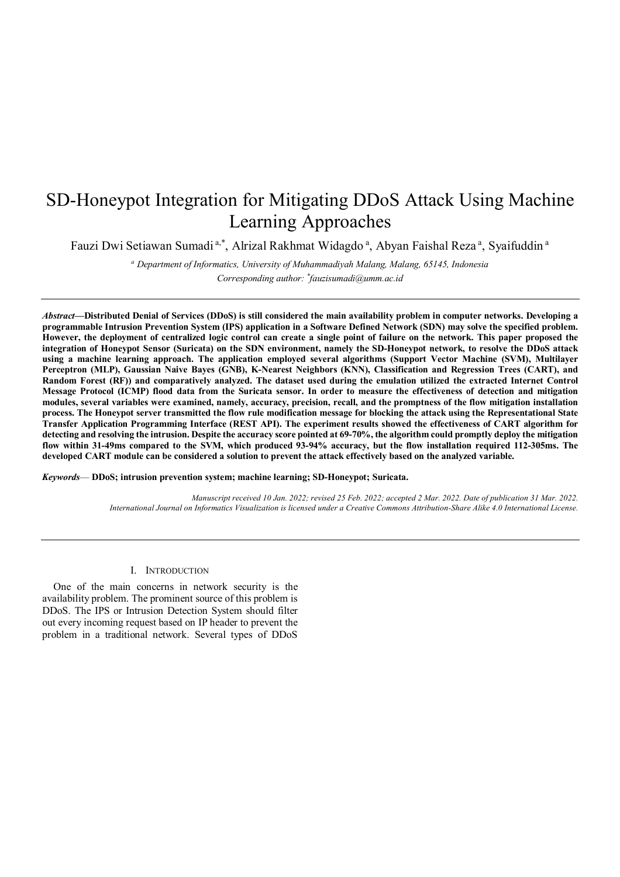# SD-Honeypot Integration for Mitigating DDoS Attack Using Machine Learning Approaches

Fauzi Dwi Setiawan Sumadi [a,*], Alrizal Rakhmat Widagdo [a], Abyan Faishal Reza [a], Syaifuddin [a]

[a] *Department of Informatics, University of Muhammadiyah Malang, Malang, 65145, Indonesia*

*Corresponding author: [*]fauzisumadi@umm.ac.id*

***Abstract*—Distributed Denial of Services (DDoS) is still considered the main availability problem in computer networks. Developing a programmable Intrusion Prevention System (IPS) application in a Software Defined Network (SDN) may solve the specified problem. However, the deployment of centralized logic control can create a single point of failure on the network. This paper proposed the integration of Honeypot Sensor (Suricata) on the SDN environment, namely the SD-Honeypot network, to resolve the DDoS attack using a machine learning approach. The application employed several algorithms (Support Vector Machine (SVM), Multilayer Perceptron (MLP), Gaussian Naive Bayes (GNB), K-Nearest Neighbors (KNN), Classification and Regression Trees (CART), and Random Forest (RF)) and comparatively analyzed. The dataset used during the emulation utilized the extracted Internet Control Message Protocol (ICMP) flood data from the Suricata sensor. In order to measure the effectiveness of detection and mitigation modules, several variables were examined, namely, accuracy, precision, recall, and the promptness of the flow mitigation installation process. The Honeypot server transmitted the flow rule modification message for blocking the attack using the Representational State Transfer Application Programming Interface (REST API). The experiment results showed the effectiveness of CART algorithm for detecting and resolving the intrusion. Despite the accuracy score pointed at 69-70%, the algorithm could promptly deploy the mitigation flow within 31-49ms compared to the SVM, which produced 93-94% accuracy, but the flow installation required 112-305ms. The developed CART module can be considered a solution to prevent the attack effectively based on the analyzed variable.**

***Keywords*— DDoS; intrusion prevention system; machine learning; SD-Honeypot; Suricata.**

*Manuscript received 10 Jan. 2022; revised 25 Feb. 2022; accepted 2 Mar. 2022. Date of publication 31 Mar. 2022.*
*International Journal on Informatics Visualization is licensed under a Creative Commons Attribution-Share Alike 4.0 International License.*

## I. INTRODUCTION

One of the main concerns in network security is the availability problem. The prominent source of this problem is DDoS. The IPS or Intrusion Detection System should filter out every incoming request based on IP header to prevent the problem in a traditional network. Several types of DDoS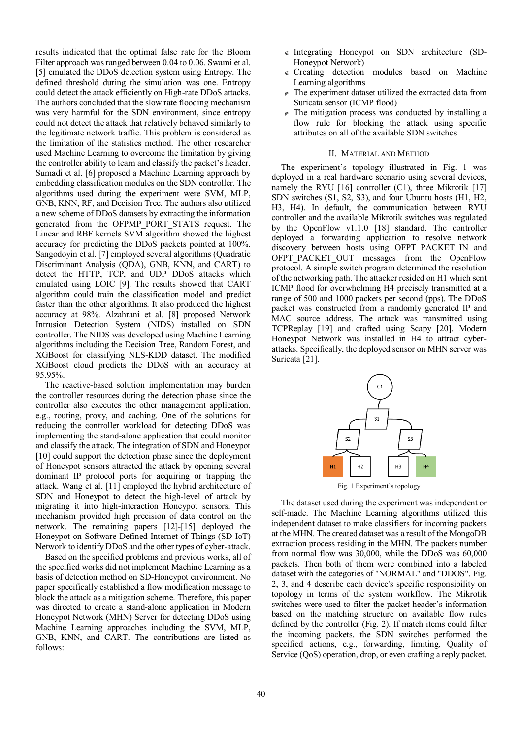results indicated that the optimal false rate for the Bloom Filter approach was ranged between 0.04 to 0.06. Swami et al. [5] emulated the DDoS detection system using Entropy. The defined threshold during the simulation was one. Entropy could detect the attack efficiently on High-rate DDoS attacks. The authors concluded that the slow rate flooding mechanism was very harmful for the SDN environment, since entropy could not detect the attack that relatively behaved similarly to the legitimate network traffic. This problem is considered as the limitation of the statistics method. The other researcher used Machine Learning to overcome the limitation by giving the controller ability to learn and classify the packet's header. Sumadi et al. [6] proposed a Machine Learning approach by embedding classification modules on the SDN controller. The algorithms used during the experiment were SVM, MLP, GNB, KNN, RF, and Decision Tree. The authors also utilized a new scheme of DDoS datasets by extracting the information generated from the OFPMP_PORT_STATS request. The Linear and RBF kernels SVM algorithm showed the highest accuracy for predicting the DDoS packets pointed at 100%. Sangodoyin et al. [7] employed several algorithms (Quadratic Discriminant Analysis (QDA), GNB, KNN, and CART) to detect the HTTP, TCP, and UDP DDoS attacks which emulated using LOIC [9]. The results showed that CART algorithm could train the classification model and predict faster than the other algorithms. It also produced the highest accuracy at 98%. Alzahrani et al. [8] proposed Network Intrusion Detection System (NIDS) installed on SDN controller. The NIDS was developed using Machine Learning algorithms including the Decision Tree, Random Forest, and XGBoost for classifying NLS-KDD dataset. The modified XGBoost cloud predicts the DDoS with an accuracy at 95.95%.

The reactive-based solution implementation may burden the controller resources during the detection phase since the controller also executes the other management application, e.g., routing, proxy, and caching. One of the solutions for reducing the controller workload for detecting DDoS was implementing the stand-alone application that could monitor and classify the attack. The integration of SDN and Honeypot [10] could support the detection phase since the deployment of Honeypot sensors attracted the attack by opening several dominant IP protocol ports for acquiring or trapping the attack. Wang et al. [11] employed the hybrid architecture of SDN and Honeypot to detect the high-level of attack by migrating it into high-interaction Honeypot sensors. This mechanism provided high precision of data control on the network. The remaining papers [12]-[15] deployed the Honeypot on Software-Defined Internet of Things (SD-IoT) Network to identify DDoS and the other types of cyber-attack.

Based on the specified problems and previous works, all of the specified works did not implement Machine Learning as a basis of detection method on SD-Honeypot environment. No paper specifically established a flow modification message to block the attack as a mitigation scheme. Therefore, this paper was directed to create a stand-alone application in Modern Honeypot Network (MHN) Server for detecting DDoS using Machine Learning approaches including the SVM, MLP, GNB, KNN, and CART. The contributions are listed as follows:

- Integrating Honeypot on SDN architecture (SD-Honeypot Network)
- Creating detection modules based on Machine Learning algorithms
- The experiment dataset utilized the extracted data from Suricata sensor (ICMP flood)
- The mitigation process was conducted by installing a flow rule for blocking the attack using specific attributes on all of the available SDN switches

## II. Material and Method

The experiment's topology illustrated in Fig. 1 was deployed in a real hardware scenario using several devices, namely the RYU [16] controller (C1), three Mikrotik [17] SDN switches (S1, S2, S3), and four Ubuntu hosts (H1, H2, H3, H4). In default, the communication between RYU controller and the available Mikrotik switches was regulated by the OpenFlow v1.1.0 [18] standard. The controller deployed a forwarding application to resolve network discovery between hosts using OFPT_PACKET_IN and OFPT_PACKET_OUT messages from the OpenFlow protocol. A simple switch program determined the resolution of the networking path. The attacker resided on H1 which sent ICMP flood for overwhelming H4 precisely transmitted at a range of 500 and 1000 packets per second (pps). The DDoS packet was constructed from a randomly generated IP and MAC source address. The attack was transmitted using TCPReplay [19] and crafted using Scapy [20]. Modern Honeypot Network was installed in H4 to attract cyber-attacks. Specifically, the deployed sensor on MHN server was Suricata [21].

Fig. 1 Experiment's topology

The dataset used during the experiment was independent or self-made. The Machine Learning algorithms utilized this independent dataset to make classifiers for incoming packets at the MHN. The created dataset was a result of the MongoDB extraction process residing in the MHN. The packets number from normal flow was 30,000, while the DDoS was 60,000 packets. Then both of them were combined into a labeled dataset with the categories of "NORMAL" and "DDOS". Fig. 2, 3, and 4 describe each device's specific responsibility on topology in terms of the system workflow. The Mikrotik switches were used to filter the packet header's information based on the matching structure on available flow rules defined by the controller (Fig. 2). If match items could filter the incoming packets, the SDN switches performed the specified actions, e.g., forwarding, limiting, Quality of Service (QoS) operation, drop, or even crafting a reply packet.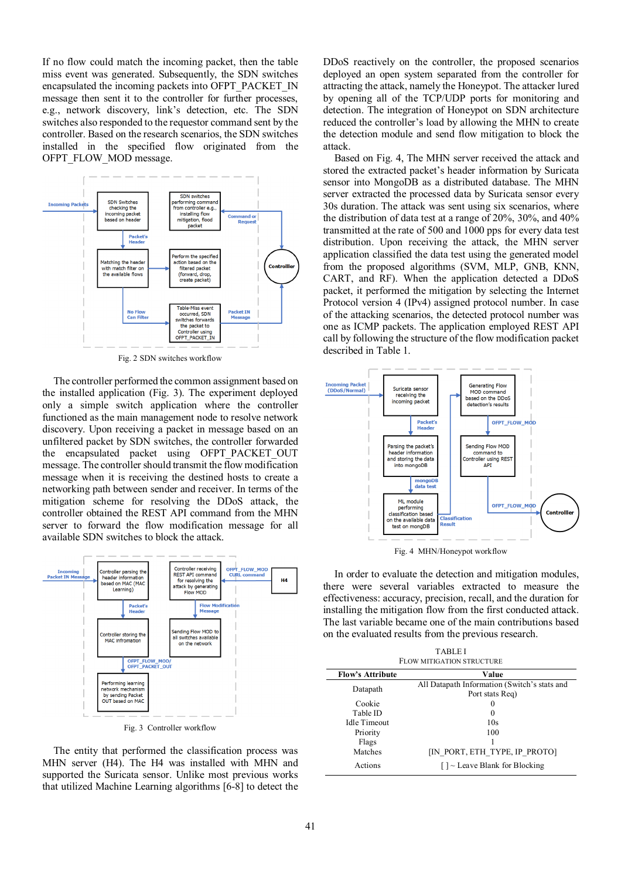If no flow could match the incoming packet, then the table miss event was generated. Subsequently, the SDN switches encapsulated the incoming packets into OFPT_PACKET_IN message then sent it to the controller for further processes, e.g., network discovery, link's detection, etc. The SDN switches also responded to the requestor command sent by the controller. Based on the research scenarios, the SDN switches installed in the specified flow originated from the OFPT_FLOW_MOD message.

Fig. 2 SDN switches workflow

The controller performed the common assignment based on the installed application (Fig. 3). The experiment deployed only a simple switch application where the controller functioned as the main management node to resolve network discovery. Upon receiving a packet in message based on an unfiltered packet by SDN switches, the controller forwarded the encapsulated packet using OFPT_PACKET_OUT message. The controller should transmit the flow modification message when it is receiving the destined hosts to create a networking path between sender and receiver. In terms of the mitigation scheme for resolving the DDoS attack, the controller obtained the REST API command from the MHN server to forward the flow modification message for all available SDN switches to block the attack.

Fig. 3 Controller workflow

The entity that performed the classification process was MHN server (H4). The H4 was installed with MHN and supported the Suricata sensor. Unlike most previous works that utilized Machine Learning algorithms [6-8] to detect the DDoS reactively on the controller, the proposed scenarios deployed an open system separated from the controller for attracting the attack, namely the Honeypot. The attacker lured by opening all of the TCP/UDP ports for monitoring and detection. The integration of Honeypot on SDN architecture reduced the controller's load by allowing the MHN to create the detection module and send flow mitigation to block the attack.

Based on Fig. 4, The MHN server received the attack and stored the extracted packet's header information by Suricata sensor into MongoDB as a distributed database. The MHN server extracted the processed data by Suricata sensor every 30s duration. The attack was sent using six scenarios, where the distribution of data test at a range of 20%, 30%, and 40% transmitted at the rate of 500 and 1000 pps for every data test distribution. Upon receiving the attack, the MHN server application classified the data test using the generated model from the proposed algorithms (SVM, MLP, GNB, KNN, CART, and RF). When the application detected a DDoS packet, it performed the mitigation by selecting the Internet Protocol version 4 (IPv4) assigned protocol number. In case of the attacking scenarios, the detected protocol number was one as ICMP packets. The application employed REST API call by following the structure of the flow modification packet described in Table 1.

Fig. 4 MHN/Honeypot workflow

In order to evaluate the detection and mitigation modules, there were several variables extracted to measure the effectiveness: accuracy, precision, recall, and the duration for installing the mitigation flow from the first conducted attack. The last variable became one of the main contributions based on the evaluated results from the previous research.

TABLE I
FLOW MITIGATION STRUCTURE

| Flow's Attribute | Value |
|---|---|
| Datapath | All Datapath Information (Switch's stats and Port stats Req) |
| Cookie | 0 |
| Table ID | 0 |
| Idle Timeout | 10s |
| Priority | 100 |
| Flags | 1 |
| Matches | [IN_PORT, ETH_TYPE, IP_PROTO] |
| Actions | [ ] ~ Leave Blank for Blocking |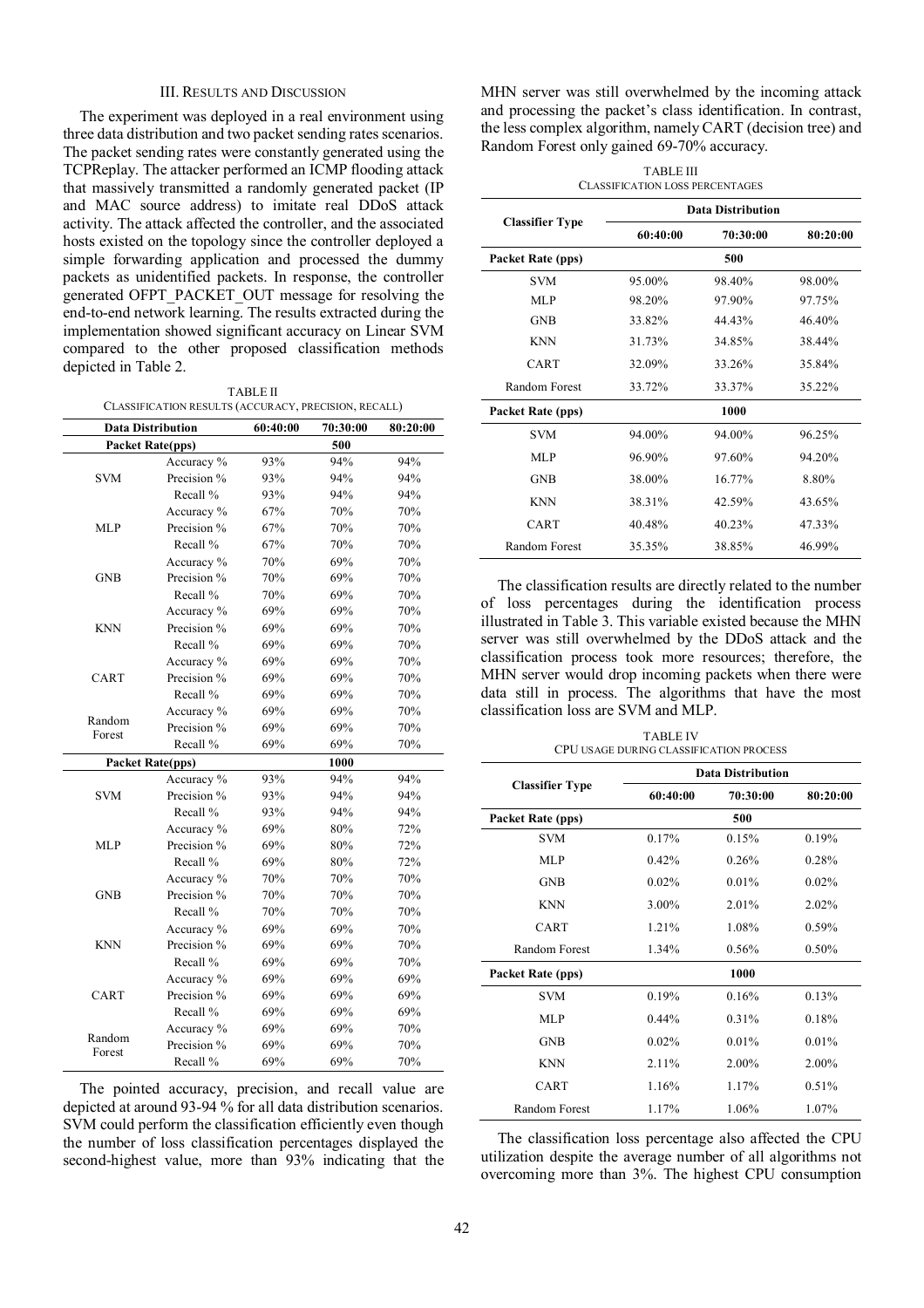## III. Results and Discussion

The experiment was deployed in a real environment using three data distribution and two packet sending rates scenarios. The packet sending rates were constantly generated using the TCPReplay. The attacker performed an ICMP flooding attack that massively transmitted a randomly generated packet (IP and MAC source address) to imitate real DDoS attack activity. The attack affected the controller, and the associated hosts existed on the topology since the controller deployed a simple forwarding application and processed the dummy packets as unidentified packets. In response, the controller generated OFPT_PACKET_OUT message for resolving the end-to-end network learning. The results extracted during the implementation showed significant accuracy on Linear SVM compared to the other proposed classification methods depicted in Table 2.

TABLE II
CLASSIFICATION RESULTS (ACCURACY, PRECISION, RECALL)

| Data Distribution | | 60:40:00 | 70:30:00 | 80:20:00 |
|---|---|---|---|---|
| **Packet Rate(pps)** | | | 500 | |
| SVM | Accuracy % | 93% | 94% | 94% |
| | Precision % | 93% | 94% | 94% |
| | Recall % | 93% | 94% | 94% |
| MLP | Accuracy % | 67% | 70% | 70% |
| | Precision % | 67% | 70% | 70% |
| | Recall % | 67% | 70% | 70% |
| GNB | Accuracy % | 70% | 69% | 70% |
| | Precision % | 70% | 69% | 70% |
| | Recall % | 70% | 69% | 70% |
| KNN | Accuracy % | 69% | 69% | 70% |
| | Precision % | 69% | 69% | 70% |
| | Recall % | 69% | 69% | 70% |
| CART | Accuracy % | 69% | 69% | 70% |
| | Precision % | 69% | 69% | 70% |
| | Recall % | 69% | 69% | 70% |
| Random Forest | Accuracy % | 69% | 69% | 70% |
| | Precision % | 69% | 69% | 70% |
| | Recall % | 69% | 69% | 70% |
| **Packet Rate(pps)** | | | 1000 | |
| SVM | Accuracy % | 93% | 94% | 94% |
| | Precision % | 93% | 94% | 94% |
| | Recall % | 93% | 94% | 94% |
| MLP | Accuracy % | 69% | 80% | 72% |
| | Precision % | 69% | 80% | 72% |
| | Recall % | 69% | 80% | 72% |
| GNB | Accuracy % | 70% | 70% | 70% |
| | Precision % | 70% | 70% | 70% |
| | Recall % | 70% | 70% | 70% |
| KNN | Accuracy % | 69% | 69% | 70% |
| | Precision % | 69% | 69% | 70% |
| | Recall % | 69% | 69% | 70% |
| CART | Accuracy % | 69% | 69% | 69% |
| | Precision % | 69% | 69% | 69% |
| | Recall % | 69% | 69% | 69% |
| Random Forest | Accuracy % | 69% | 69% | 70% |
| | Precision % | 69% | 69% | 70% |
| | Recall % | 69% | 69% | 70% |

The pointed accuracy, precision, and recall value are depicted at around 93-94 % for all data distribution scenarios. SVM could perform the classification efficiently even though the number of loss classification percentages displayed the second-highest value, more than 93% indicating that the MHN server was still overwhelmed by the incoming attack and processing the packet's class identification. In contrast, the less complex algorithm, namely CART (decision tree) and Random Forest only gained 69-70% accuracy.

TABLE III
CLASSIFICATION LOSS PERCENTAGES

| Classifier Type | Data Distribution | | |
|---|---|---|---|
| | 60:40:00 | 70:30:00 | 80:20:00 |
| **Packet Rate (pps)** | | 500 | |
| SVM | 95.00% | 98.40% | 98.00% |
| MLP | 98.20% | 97.90% | 97.75% |
| GNB | 33.82% | 44.43% | 46.40% |
| KNN | 31.73% | 34.85% | 38.44% |
| CART | 32.09% | 33.26% | 35.84% |
| Random Forest | 33.72% | 33.37% | 35.22% |
| **Packet Rate (pps)** | | 1000 | |
| SVM | 94.00% | 94.00% | 96.25% |
| MLP | 96.90% | 97.60% | 94.20% |
| GNB | 38.00% | 16.77% | 8.80% |
| KNN | 38.31% | 42.59% | 43.65% |
| CART | 40.48% | 40.23% | 47.33% |
| Random Forest | 35.35% | 38.85% | 46.99% |

The classification results are directly related to the number of loss percentages during the identification process illustrated in Table 3. This variable existed because the MHN server was still overwhelmed by the DDoS attack and the classification process took more resources; therefore, the MHN server would drop incoming packets when there were data still in process. The algorithms that have the most classification loss are SVM and MLP.

TABLE IV
CPU USAGE DURING CLASSIFICATION PROCESS

| Classifier Type | Data Distribution | | |
|---|---|---|---|
| | 60:40:00 | 70:30:00 | 80:20:00 |
| **Packet Rate (pps)** | | 500 | |
| SVM | 0.17% | 0.15% | 0.19% |
| MLP | 0.42% | 0.26% | 0.28% |
| GNB | 0.02% | 0.01% | 0.02% |
| KNN | 3.00% | 2.01% | 2.02% |
| CART | 1.21% | 1.08% | 0.59% |
| Random Forest | 1.34% | 0.56% | 0.50% |
| **Packet Rate (pps)** | | 1000 | |
| SVM | 0.19% | 0.16% | 0.13% |
| MLP | 0.44% | 0.31% | 0.18% |
| GNB | 0.02% | 0.01% | 0.01% |
| KNN | 2.11% | 2.00% | 2.00% |
| CART | 1.16% | 1.17% | 0.51% |
| Random Forest | 1.17% | 1.06% | 1.07% |

The classification loss percentage also affected the CPU utilization despite the average number of all algorithms not overcoming more than 3%. The highest CPU consumption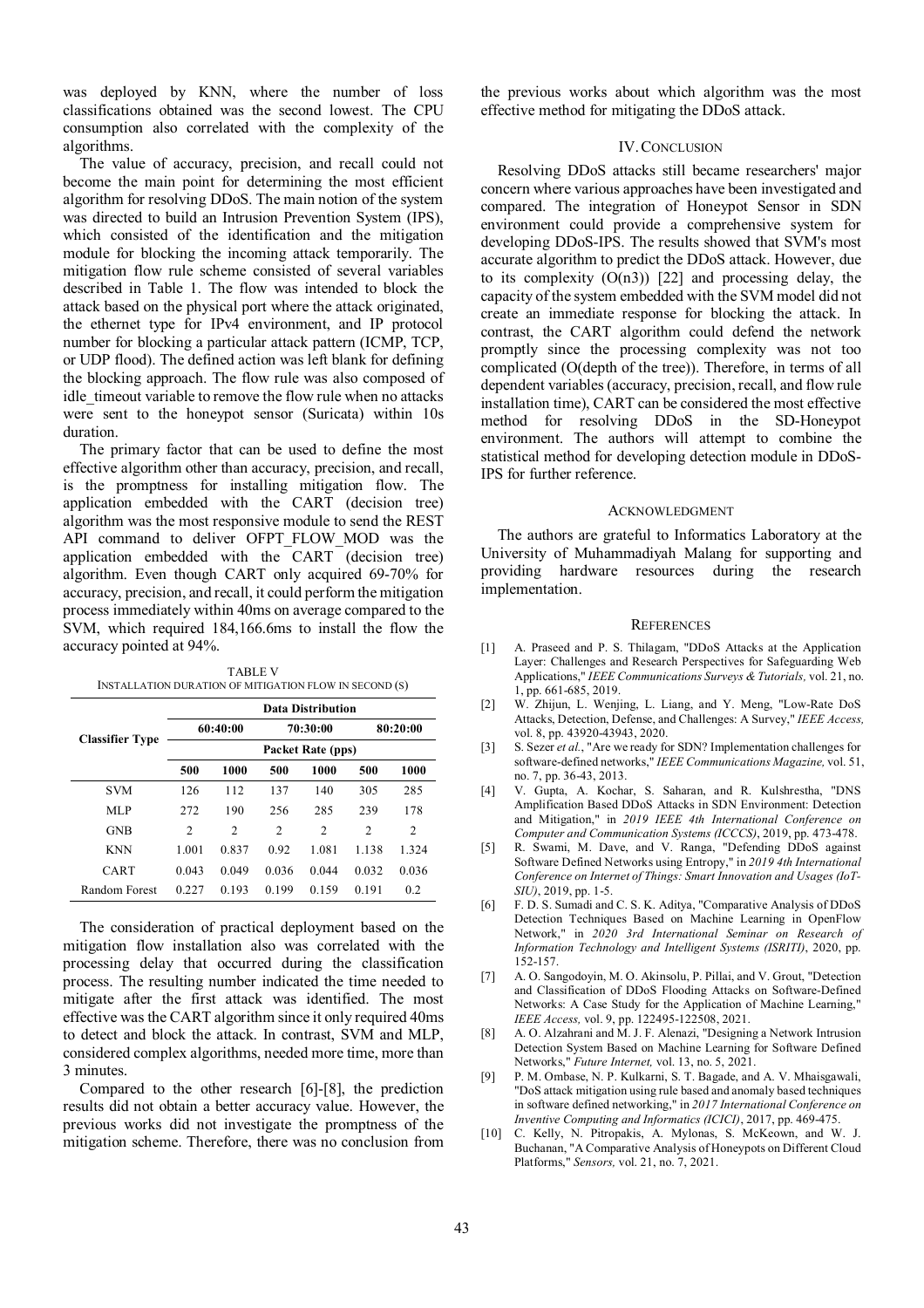was deployed by KNN, where the number of loss classifications obtained was the second lowest. The CPU consumption also correlated with the complexity of the algorithms.

The value of accuracy, precision, and recall could not become the main point for determining the most efficient algorithm for resolving DDoS. The main notion of the system was directed to build an Intrusion Prevention System (IPS), which consisted of the identification and the mitigation module for blocking the incoming attack temporarily. The mitigation flow rule scheme consisted of several variables described in Table 1. The flow was intended to block the attack based on the physical port where the attack originated, the ethernet type for IPv4 environment, and IP protocol number for blocking a particular attack pattern (ICMP, TCP, or UDP flood). The defined action was left blank for defining the blocking approach. The flow rule was also composed of idle_timeout variable to remove the flow rule when no attacks were sent to the honeypot sensor (Suricata) within 10s duration.

The primary factor that can be used to define the most effective algorithm other than accuracy, precision, and recall, is the promptness for installing mitigation flow. The application embedded with the CART (decision tree) algorithm was the most responsive module to send the REST API command to deliver OFPT_FLOW_MOD was the application embedded with the CART (decision tree) algorithm. Even though CART only acquired 69-70% for accuracy, precision, and recall, it could perform the mitigation process immediately within 40ms on average compared to the SVM, which required 184,166.6ms to install the flow the accuracy pointed at 94%.

TABLE V
INSTALLATION DURATION OF MITIGATION FLOW IN SECOND (S)

| Classifier Type | Data Distribution | | | | | |
|---|---|---|---|---|---|---|
| | 60:40:00 | | 70:30:00 | | 80:20:00 | |
| | Packet Rate (pps) | | | | | |
| | 500 | 1000 | 500 | 1000 | 500 | 1000 |
| SVM | 126 | 112 | 137 | 140 | 305 | 285 |
| MLP | 272 | 190 | 256 | 285 | 239 | 178 |
| GNB | 2 | 2 | 2 | 2 | 2 | 2 |
| KNN | 1.001 | 0.837 | 0.92 | 1.081 | 1.138 | 1.324 |
| CART | 0.043 | 0.049 | 0.036 | 0.044 | 0.032 | 0.036 |
| Random Forest | 0.227 | 0.193 | 0.199 | 0.159 | 0.191 | 0.2 |

The consideration of practical deployment based on the mitigation flow installation also was correlated with the processing delay that occurred during the classification process. The resulting number indicated the time needed to mitigate after the first attack was identified. The most effective was the CART algorithm since it only required 40ms to detect and block the attack. In contrast, SVM and MLP, considered complex algorithms, needed more time, more than 3 minutes.

Compared to the other research [6]-[8], the prediction results did not obtain a better accuracy value. However, the previous works did not investigate the promptness of the mitigation scheme. Therefore, there was no conclusion from the previous works about which algorithm was the most effective method for mitigating the DDoS attack.

## IV. Conclusion

Resolving DDoS attacks still became researchers' major concern where various approaches have been investigated and compared. The integration of Honeypot Sensor in SDN environment could provide a comprehensive system for developing DDoS-IPS. The results showed that SVM's most accurate algorithm to predict the DDoS attack. However, due to its complexity ($O(n3)$) [22] and processing delay, the capacity of the system embedded with the SVM model did not create an immediate response for blocking the attack. In contrast, the CART algorithm could defend the network promptly since the processing complexity was not too complicated (O(depth of the tree)). Therefore, in terms of all dependent variables (accuracy, precision, recall, and flow rule installation time), CART can be considered the most effective method for resolving DDoS in the SD-Honeypot environment. The authors will attempt to combine the statistical method for developing detection module in DDoS-IPS for further reference.

## Acknowledgment

The authors are grateful to Informatics Laboratory at the University of Muhammadiyah Malang for supporting and providing hardware resources during the research implementation.

## References

[1] A. Praseed and P. S. Thilagam, "DDoS Attacks at the Application Layer: Challenges and Research Perspectives for Safeguarding Web Applications," *IEEE Communications Surveys & Tutorials,* vol. 21, no. 1, pp. 661-685, 2019.

[2] W. Zhijun, L. Wenjing, L. Liang, and Y. Meng, "Low-Rate DoS Attacks, Detection, Defense, and Challenges: A Survey," *IEEE Access,* vol. 8, pp. 43920-43943, 2020.

[3] S. Sezer *et al.*, "Are we ready for SDN? Implementation challenges for software-defined networks," *IEEE Communications Magazine,* vol. 51, no. 7, pp. 36-43, 2013.

[4] V. Gupta, A. Kochar, S. Saharan, and R. Kulshrestha, "DNS Amplification Based DDoS Attacks in SDN Environment: Detection and Mitigation," in *2019 IEEE 4th International Conference on Computer and Communication Systems (ICCCS)*, 2019, pp. 473-478.

[5] R. Swami, M. Dave, and V. Ranga, "Defending DDoS against Software Defined Networks using Entropy," in *2019 4th International Conference on Internet of Things: Smart Innovation and Usages (IoT-SIU)*, 2019, pp. 1-5.

[6] F. D. S. Sumadi and C. S. K. Aditya, "Comparative Analysis of DDoS Detection Techniques Based on Machine Learning in OpenFlow Network," in *2020 3rd International Seminar on Research of Information Technology and Intelligent Systems (ISRITI)*, 2020, pp. 152-157.

[7] A. O. Sangodoyin, M. O. Akinsolu, P. Pillai, and V. Grout, "Detection and Classification of DDoS Flooding Attacks on Software-Defined Networks: A Case Study for the Application of Machine Learning," *IEEE Access,* vol. 9, pp. 122495-122508, 2021.

[8] A. O. Alzahrani and M. J. F. Alenazi, "Designing a Network Intrusion Detection System Based on Machine Learning for Software Defined Networks," *Future Internet,* vol. 13, no. 5, 2021.

[9] P. M. Ombase, N. P. Kulkarni, S. T. Bagade, and A. V. Mhaisgawali, "DoS attack mitigation using rule based and anomaly based techniques in software defined networking," in *2017 International Conference on Inventive Computing and Informatics (ICICI)*, 2017, pp. 469-475.

[10] C. Kelly, N. Pitropakis, A. Mylonas, S. McKeown, and W. J. Buchanan, "A Comparative Analysis of Honeypots on Different Cloud Platforms," *Sensors,* vol. 21, no. 7, 2021.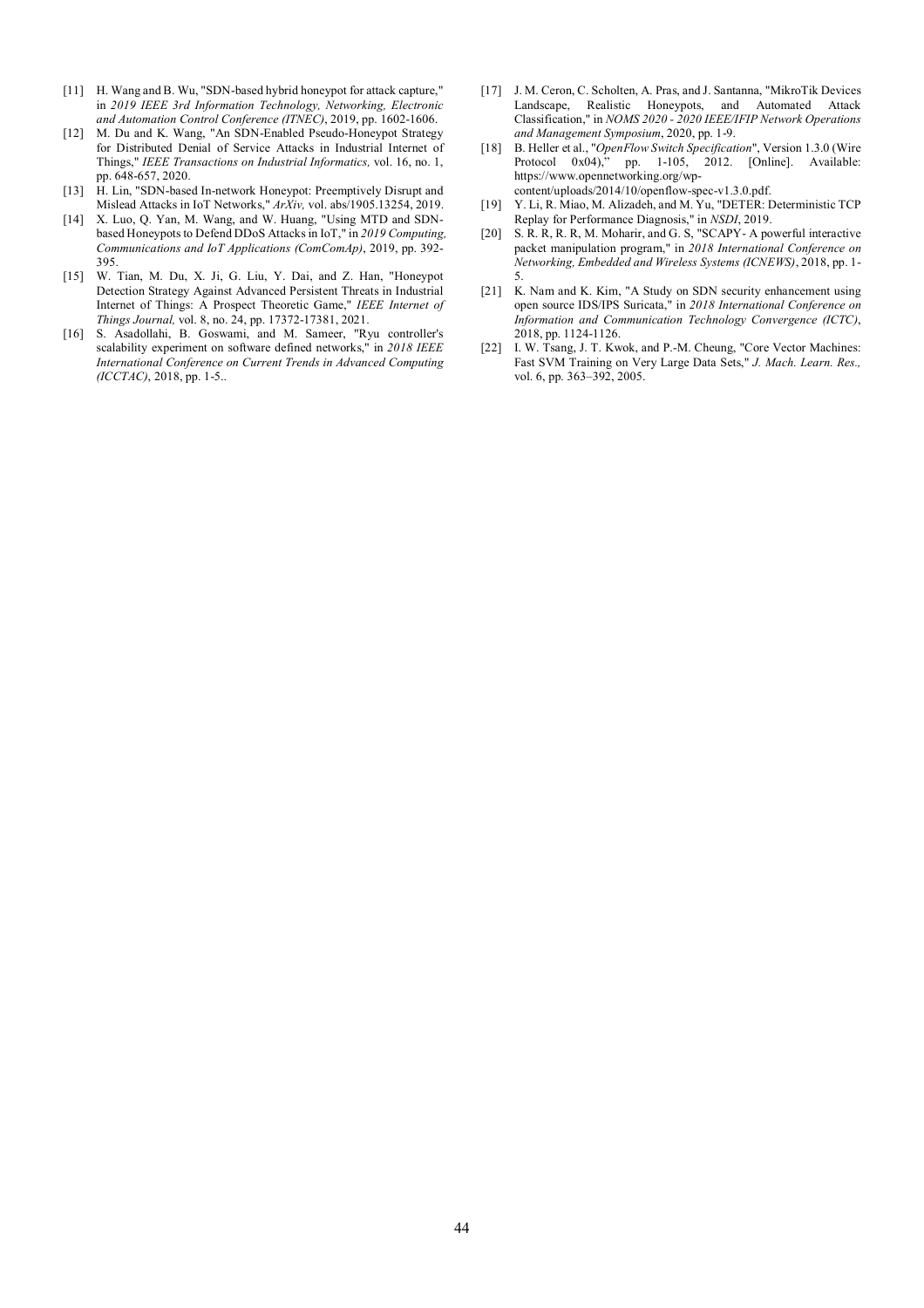[11] H. Wang and B. Wu, "SDN-based hybrid honeypot for attack capture," in *2019 IEEE 3rd Information Technology, Networking, Electronic and Automation Control Conference (ITNEC)*, 2019, pp. 1602-1606.

[12] M. Du and K. Wang, "An SDN-Enabled Pseudo-Honeypot Strategy for Distributed Denial of Service Attacks in Industrial Internet of Things," *IEEE Transactions on Industrial Informatics,* vol. 16, no. 1, pp. 648-657, 2020.

[13] H. Lin, "SDN-based In-network Honeypot: Preemptively Disrupt and Mislead Attacks in IoT Networks," *ArXiv,* vol. abs/1905.13254, 2019.

[14] X. Luo, Q. Yan, M. Wang, and W. Huang, "Using MTD and SDN-based Honeypots to Defend DDoS Attacks in IoT," in *2019 Computing, Communications and IoT Applications (ComComAp)*, 2019, pp. 392-395.

[15] W. Tian, M. Du, X. Ji, G. Liu, Y. Dai, and Z. Han, "Honeypot Detection Strategy Against Advanced Persistent Threats in Industrial Internet of Things: A Prospect Theoretic Game," *IEEE Internet of Things Journal,* vol. 8, no. 24, pp. 17372-17381, 2021.

[16] S. Asadollahi, B. Goswami, and M. Sameer, "Ryu controller's scalability experiment on software defined networks," in *2018 IEEE International Conference on Current Trends in Advanced Computing (ICCTAC)*, 2018, pp. 1-5..

[17] J. M. Ceron, C. Scholten, A. Pras, and J. Santanna, "MikroTik Devices Landscape, Realistic Honeypots, and Automated Attack Classification," in *NOMS 2020 - 2020 IEEE/IFIP Network Operations and Management Symposium*, 2020, pp. 1-9.

[18] B. Heller et al., "*OpenFlow Switch Specification*", Version 1.3.0 (Wire Protocol 0x04)," pp. 1-105, 2012. [Online]. Available: https://www.opennetworking.org/wp-content/uploads/2014/10/openflow-spec-v1.3.0.pdf.

[19] Y. Li, R. Miao, M. Alizadeh, and M. Yu, "DETER: Deterministic TCP Replay for Performance Diagnosis," in *NSDI*, 2019.

[20] S. R. R, R. R, M. Moharir, and G. S, "SCAPY- A powerful interactive packet manipulation program," in *2018 International Conference on Networking, Embedded and Wireless Systems (ICNEWS)*, 2018, pp. 1-5.

[21] K. Nam and K. Kim, "A Study on SDN security enhancement using open source IDS/IPS Suricata," in *2018 International Conference on Information and Communication Technology Convergence (ICTC)*, 2018, pp. 1124-1126.

[22] I. W. Tsang, J. T. Kwok, and P.-M. Cheung, "Core Vector Machines: Fast SVM Training on Very Large Data Sets," *J. Mach. Learn. Res.,* vol. 6, pp. 363–392, 2005.